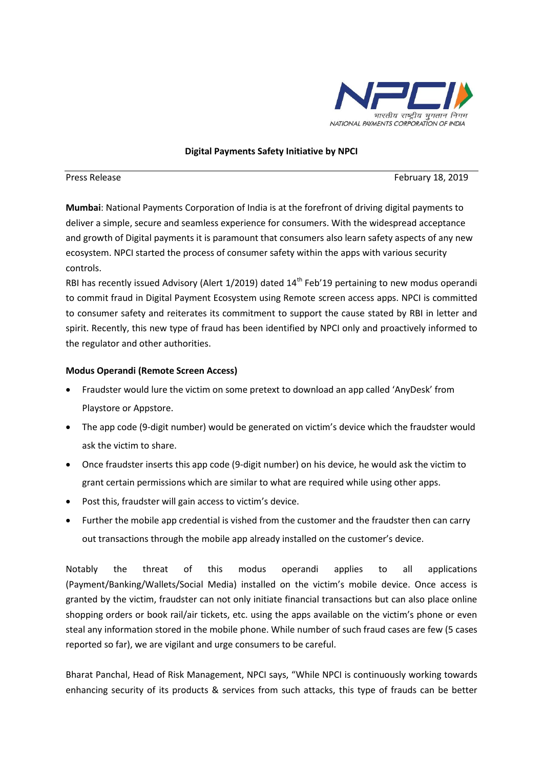NPCI

भारतीय राष्ट्रीय भुगतान निगम

NATIONAL PAYMENTS CORPORATION OF INDIA

## Digital Payments Safety Initiative by NPCI

Press Release February 18, 2019

**Mumbai**: National Payments Corporation of India is at the forefront of driving digital payments to deliver a simple, secure and seamless experience for consumers. With the widespread acceptance and growth of Digital payments it is paramount that consumers also learn safety aspects of any new ecosystem. NPCI started the process of consumer safety within the apps with various security controls.

RBI has recently issued Advisory (Alert 1/2019) dated 14th Feb'19 pertaining to new modus operandi to commit fraud in Digital Payment Ecosystem using Remote screen access apps. NPCI is committed to consumer safety and reiterates its commitment to support the cause stated by RBI in letter and spirit. Recently, this new type of fraud has been identified by NPCI only and proactively informed to the regulator and other authorities.

**Modus Operandi (Remote Screen Access)**

- Fraudster would lure the victim on some pretext to download an app called 'AnyDesk' from Playstore or Appstore.
- The app code (9-digit number) would be generated on victim's device which the fraudster would ask the victim to share.
- Once fraudster inserts this app code (9-digit number) on his device, he would ask the victim to grant certain permissions which are similar to what are required while using other apps.
- Post this, fraudster will gain access to victim's device.
- Further the mobile app credential is vished from the customer and the fraudster then can carry out transactions through the mobile app already installed on the customer's device.

Notably the threat of this modus operandi applies to all applications (Payment/Banking/Wallets/Social Media) installed on the victim's mobile device. Once access is granted by the victim, fraudster can not only initiate financial transactions but can also place online shopping orders or book rail/air tickets, etc. using the apps available on the victim's phone or even steal any information stored in the mobile phone. While number of such fraud cases are few (5 cases reported so far), we are vigilant and urge consumers to be careful.

Bharat Panchal, Head of Risk Management, NPCI says, "While NPCI is continuously working towards enhancing security of its products & services from such attacks, this type of frauds can be better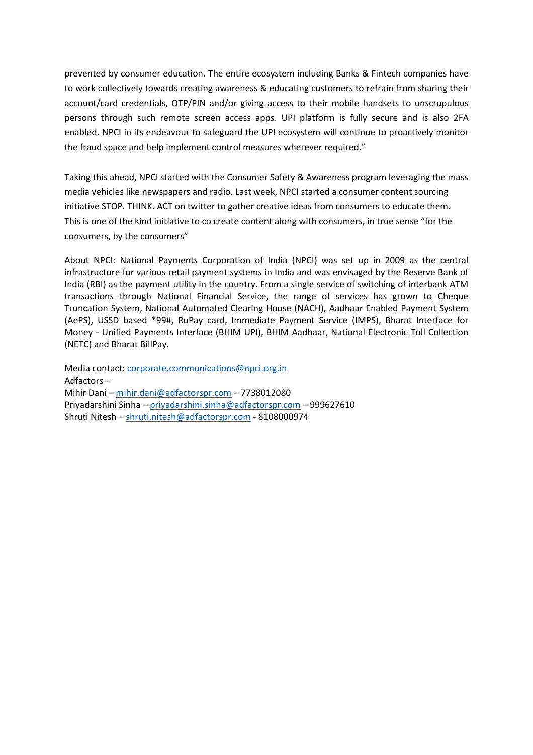prevented by consumer education. The entire ecosystem including Banks & Fintech companies have to work collectively towards creating awareness & educating customers to refrain from sharing their account/card credentials, OTP/PIN and/or giving access to their mobile handsets to unscrupulous persons through such remote screen access apps. UPI platform is fully secure and is also 2FA enabled. NPCI in its endeavour to safeguard the UPI ecosystem will continue to proactively monitor the fraud space and help implement control measures wherever required."

Taking this ahead, NPCI started with the Consumer Safety & Awareness program leveraging the mass media vehicles like newspapers and radio. Last week, NPCI started a consumer content sourcing initiative STOP. THINK. ACT on twitter to gather creative ideas from consumers to educate them. This is one of the kind initiative to co create content along with consumers, in true sense "for the consumers, by the consumers"

About NPCI: National Payments Corporation of India (NPCI) was set up in 2009 as the central infrastructure for various retail payment systems in India and was envisaged by the Reserve Bank of India (RBI) as the payment utility in the country. From a single service of switching of interbank ATM transactions through National Financial Service, the range of services has grown to Cheque Truncation System, National Automated Clearing House (NACH), Aadhaar Enabled Payment System (AePS), USSD based *99#, RuPay card, Immediate Payment Service (IMPS), Bharat Interface for Money - Unified Payments Interface (BHIM UPI), BHIM Aadhaar, National Electronic Toll Collection (NETC) and Bharat BillPay.

Media contact: corporate.communications@npci.org.in
Adfactors –
Mihir Dani – mihir.dani@adfactorspr.com – 7738012080
Priyadarshini Sinha – priyadarshini.sinha@adfactorspr.com – 999627610
Shruti Nitesh – shruti.nitesh@adfactorspr.com - 8108000974